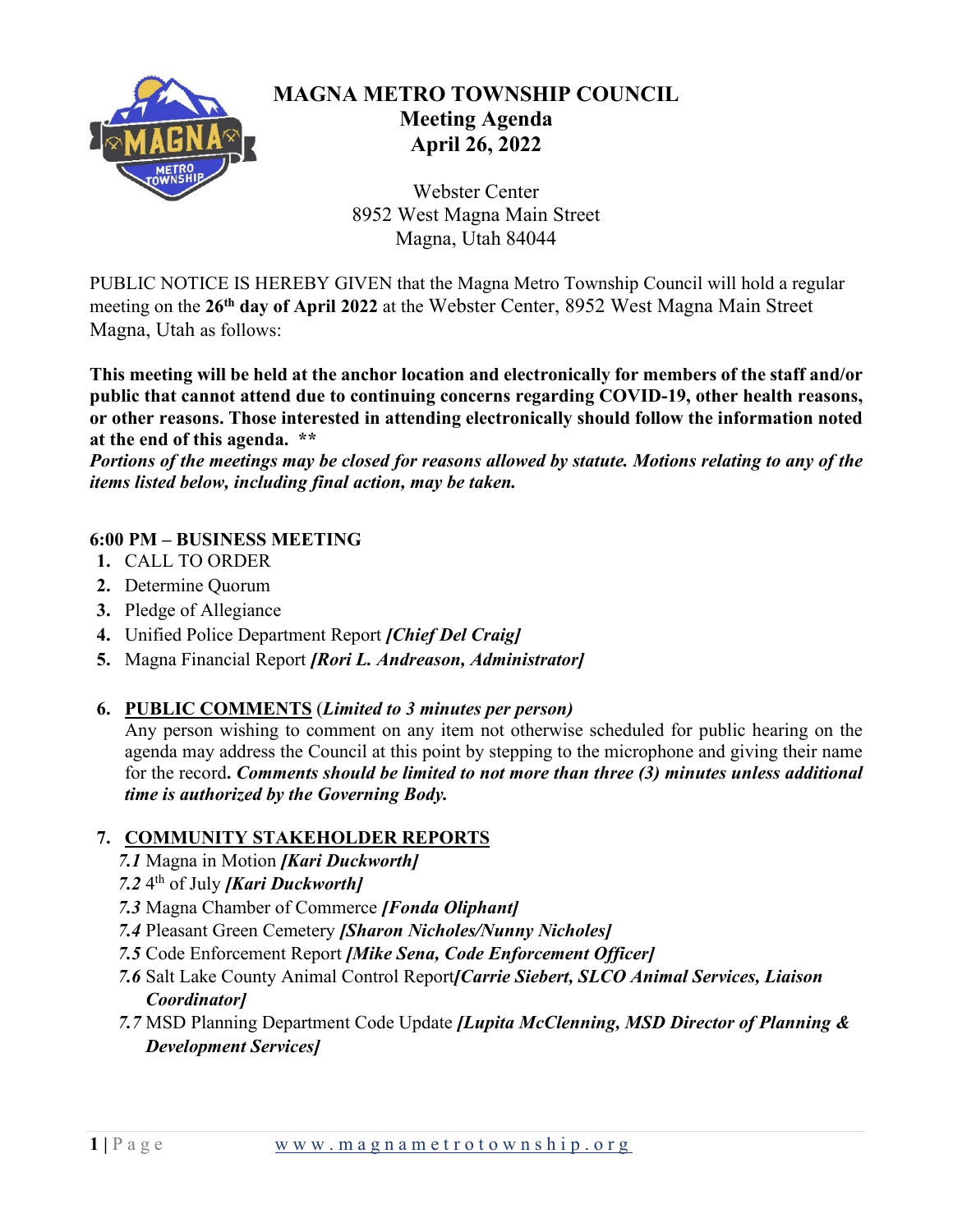# MAGNA METRO TOWNSHIP COUNCIL

## Meeting Agenda
## April 26, 2022

Webster Center
8952 West Magna Main Street
Magna, Utah 84044

PUBLIC NOTICE IS HEREBY GIVEN that the Magna Metro Township Council will hold a regular meeting on the **26th day of April 2022** at the Webster Center, 8952 West Magna Main Street Magna, Utah as follows:

**This meeting will be held at the anchor location and electronically for members of the staff and/or public that cannot attend due to continuing concerns regarding COVID-19, other health reasons, or other reasons. Those interested in attending electronically should follow the information noted at the end of this agenda. ****

***Portions of the meetings may be closed for reasons allowed by statute. Motions relating to any of the items listed below, including final action, may be taken.***

**6:00 PM – BUSINESS MEETING**

1. CALL TO ORDER
2. Determine Quorum
3. Pledge of Allegiance
4. Unified Police Department Report ***[Chief Del Craig]***
5. Magna Financial Report ***[Rori L. Andreason, Administrator]***
6. **PUBLIC COMMENTS** (***Limited to 3 minutes per person)***

   Any person wishing to comment on any item not otherwise scheduled for public hearing on the agenda may address the Council at this point by stepping to the microphone and giving their name for the record**. *Comments should be limited to not more than three (3) minutes unless additional time is authorized by the Governing Body.***

7. **COMMUNITY STAKEHOLDER REPORTS**
   - *7.1* Magna in Motion ***[Kari Duckworth]***
   - *7.2* 4th of July ***[Kari Duckworth]***
   - *7.3* Magna Chamber of Commerce ***[Fonda Oliphant]***
   - *7.4* Pleasant Green Cemetery ***[Sharon Nicholes/Nunny Nicholes]***
   - *7.5* Code Enforcement Report ***[Mike Sena, Code Enforcement Officer]***
   - *7.6* Salt Lake County Animal Control Report***[Carrie Siebert, SLCO Animal Services, Liaison Coordinator]***
   - *7.7* MSD Planning Department Code Update ***[Lupita McClenning, MSD Director of Planning & Development Services]***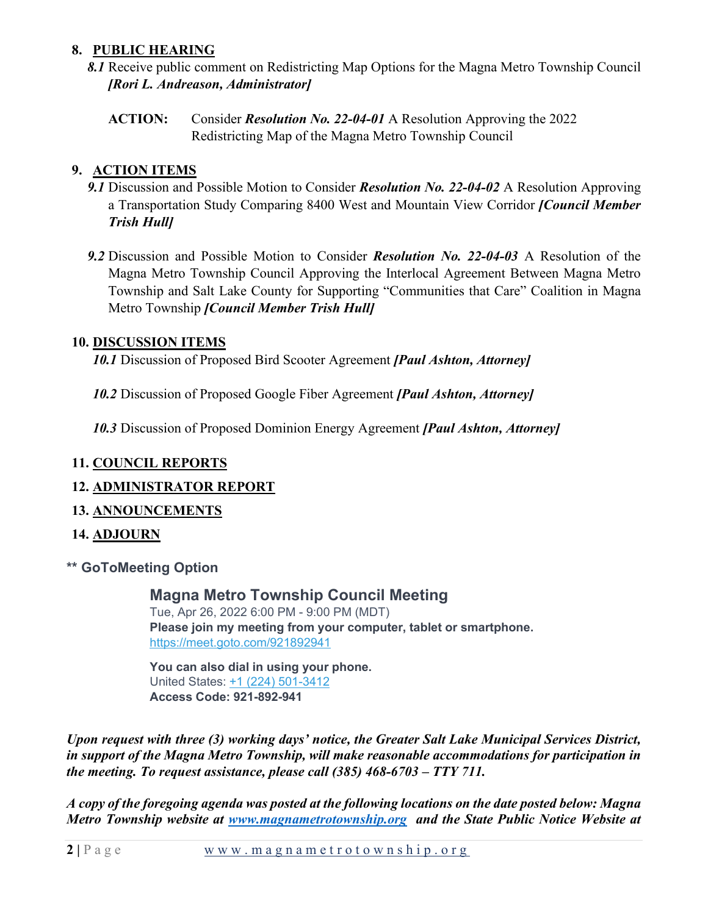8. **PUBLIC HEARING**

*8.1* Receive public comment on Redistricting Map Options for the Magna Metro Township Council ***[Rori L. Andreason, Administrator]***

**ACTION:** Consider ***Resolution No. 22-04-01*** A Resolution Approving the 2022 Redistricting Map of the Magna Metro Township Council

9. **ACTION ITEMS**

*9.1* Discussion and Possible Motion to Consider ***Resolution No. 22-04-02*** A Resolution Approving a Transportation Study Comparing 8400 West and Mountain View Corridor ***[Council Member Trish Hull]***

*9.2* Discussion and Possible Motion to Consider ***Resolution No. 22-04-03*** A Resolution of the Magna Metro Township Council Approving the Interlocal Agreement Between Magna Metro Township and Salt Lake County for Supporting "Communities that Care" Coalition in Magna Metro Township ***[Council Member Trish Hull]***

10. **DISCUSSION ITEMS**

*10.1* Discussion of Proposed Bird Scooter Agreement ***[Paul Ashton, Attorney]***

*10.2* Discussion of Proposed Google Fiber Agreement ***[Paul Ashton, Attorney]***

*10.3* Discussion of Proposed Dominion Energy Agreement ***[Paul Ashton, Attorney]***

11. **COUNCIL REPORTS**
12. **ADMINISTRATOR REPORT**
13. **ANNOUNCEMENTS**
14. **ADJOURN**

**\*\* GoToMeeting Option**

**Magna Metro Township Council Meeting**
Tue, Apr 26, 2022 6:00 PM - 9:00 PM (MDT)
**Please join my meeting from your computer, tablet or smartphone.**
https://meet.goto.com/921892941

**You can also dial in using your phone.**
United States: +1 (224) 501-3412
**Access Code: 921-892-941**

***Upon request with three (3) working days' notice, the Greater Salt Lake Municipal Services District, in support of the Magna Metro Township, will make reasonable accommodations for participation in the meeting. To request assistance, please call (385) 468-6703 – TTY 711.***

***A copy of the foregoing agenda was posted at the following locations on the date posted below: Magna Metro Township website at www.magnametrotownship.org and the State Public Notice Website at***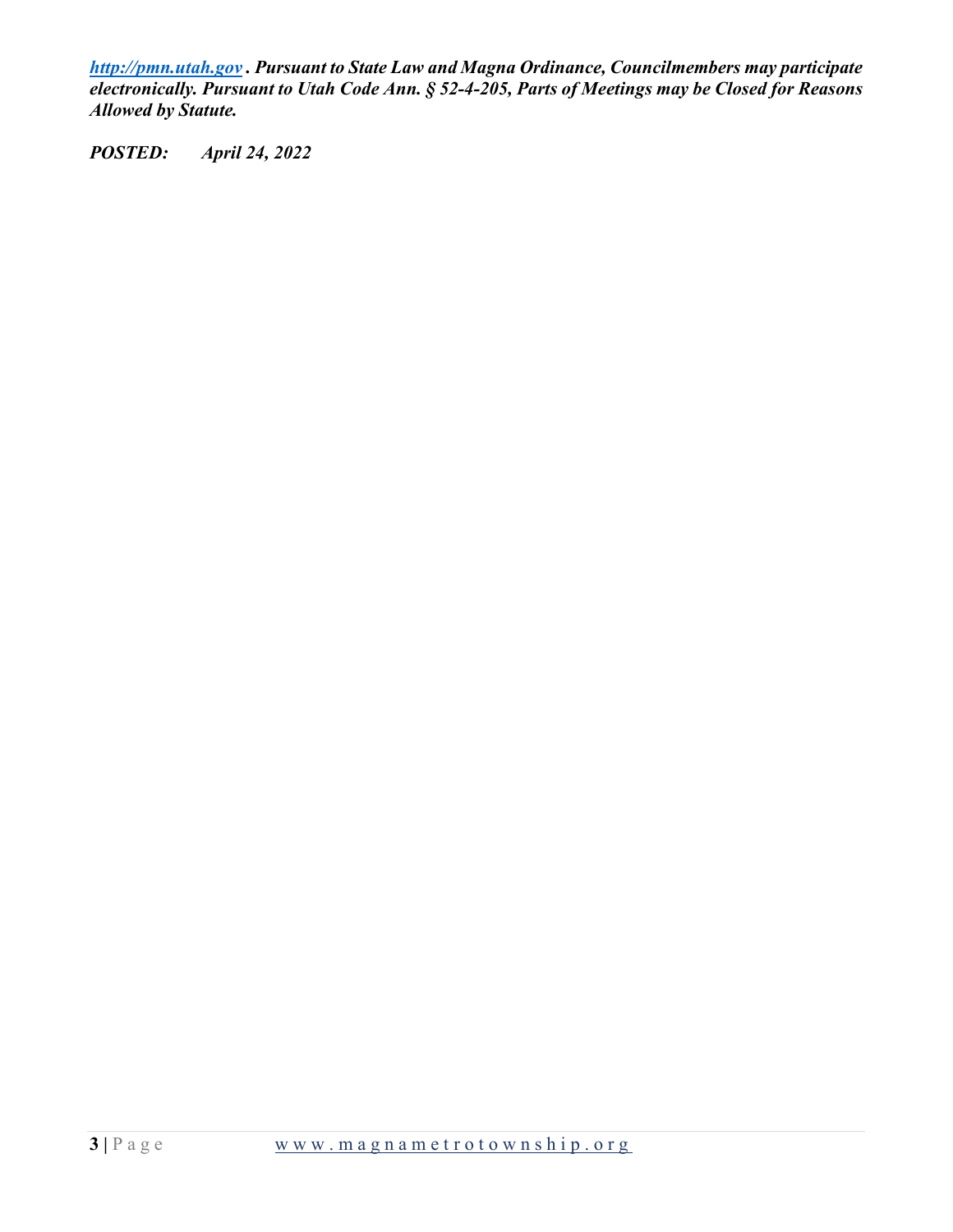***[http://pmn.utah.gov](http://pmn.utah.gov) . Pursuant to State Law and Magna Ordinance, Councilmembers may participate electronically. Pursuant to Utah Code Ann. § 52-4-205, Parts of Meetings may be Closed for Reasons Allowed by Statute.***

***POSTED: April 24, 2022***